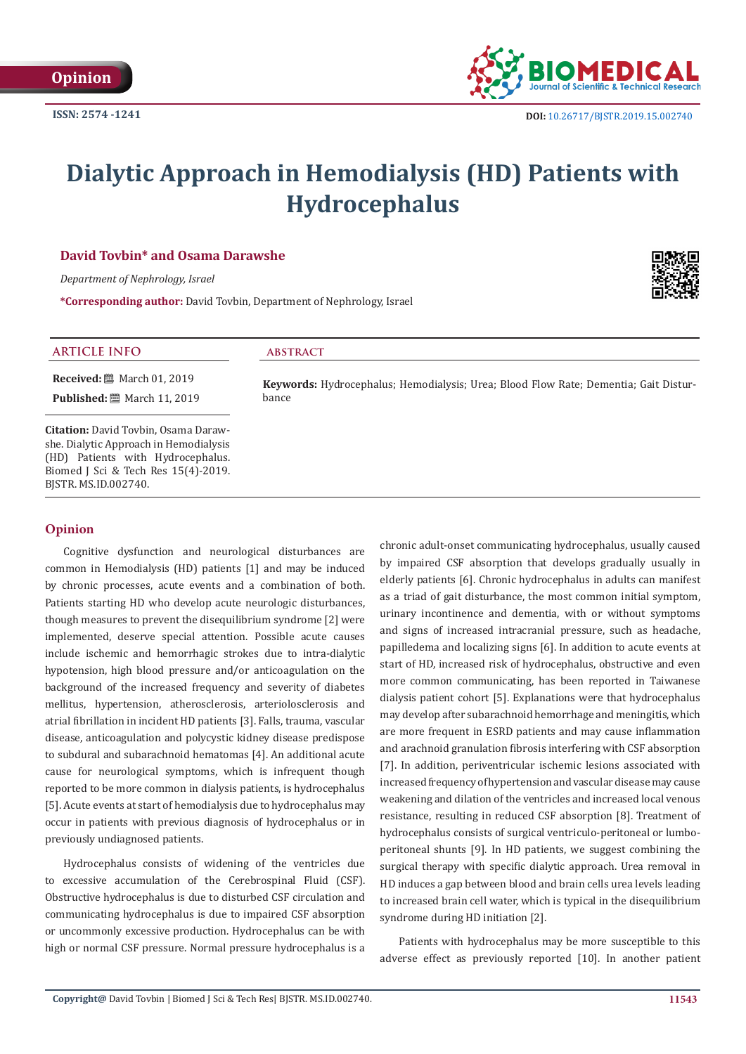Opinion

ISSN: 2574 -1241

DOI: 10.26717/BJSTR.2019.15.002740

# Dialytic Approach in Hemodialysis (HD) Patients with Hydrocephalus

**David Tovbin* and Osama Darawshe**

*Department of Nephrology, Israel*

***Corresponding author:** David Tovbin, Department of Nephrology, Israel

## ARTICLE INFO

**Received:** March 01, 2019

**Published:** March 11, 2019

**Citation:** David Tovbin, Osama Darawshe. Dialytic Approach in Hemodialysis (HD) Patients with Hydrocephalus. Biomed J Sci & Tech Res 15(4)-2019. BJSTR. MS.ID.002740.

## Abstract

**Keywords:** Hydrocephalus; Hemodialysis; Urea; Blood Flow Rate; Dementia; Gait Disturbance

## Opinion

Cognitive dysfunction and neurological disturbances are common in Hemodialysis (HD) patients [1] and may be induced by chronic processes, acute events and a combination of both. Patients starting HD who develop acute neurologic disturbances, though measures to prevent the disequilibrium syndrome [2] were implemented, deserve special attention. Possible acute causes include ischemic and hemorrhagic strokes due to intra-dialytic hypotension, high blood pressure and/or anticoagulation on the background of the increased frequency and severity of diabetes mellitus, hypertension, atherosclerosis, arteriolosclerosis and atrial fibrillation in incident HD patients [3]. Falls, trauma, vascular disease, anticoagulation and polycystic kidney disease predispose to subdural and subarachnoid hematomas [4]. An additional acute cause for neurological symptoms, which is infrequent though reported to be more common in dialysis patients, is hydrocephalus [5]. Acute events at start of hemodialysis due to hydrocephalus may occur in patients with previous diagnosis of hydrocephalus or in previously undiagnosed patients.

Hydrocephalus consists of widening of the ventricles due to excessive accumulation of the Cerebrospinal Fluid (CSF). Obstructive hydrocephalus is due to disturbed CSF circulation and communicating hydrocephalus is due to impaired CSF absorption or uncommonly excessive production. Hydrocephalus can be with high or normal CSF pressure. Normal pressure hydrocephalus is a chronic adult-onset communicating hydrocephalus, usually caused by impaired CSF absorption that develops gradually usually in elderly patients [6]. Chronic hydrocephalus in adults can manifest as a triad of gait disturbance, the most common initial symptom, urinary incontinence and dementia, with or without symptoms and signs of increased intracranial pressure, such as headache, papilledema and localizing signs [6]. In addition to acute events at start of HD, increased risk of hydrocephalus, obstructive and even more common communicating, has been reported in Taiwanese dialysis patient cohort [5]. Explanations were that hydrocephalus may develop after subarachnoid hemorrhage and meningitis, which are more frequent in ESRD patients and may cause inflammation and arachnoid granulation fibrosis interfering with CSF absorption [7]. In addition, periventricular ischemic lesions associated with increased frequency of hypertension and vascular disease may cause weakening and dilation of the ventricles and increased local venous resistance, resulting in reduced CSF absorption [8]. Treatment of hydrocephalus consists of surgical ventriculo-peritoneal or lumbo-peritoneal shunts [9]. In HD patients, we suggest combining the surgical therapy with specific dialytic approach. Urea removal in HD induces a gap between blood and brain cells urea levels leading to increased brain cell water, which is typical in the disequilibrium syndrome during HD initiation [2].

Patients with hydrocephalus may be more susceptible to this adverse effect as previously reported [10]. In another patient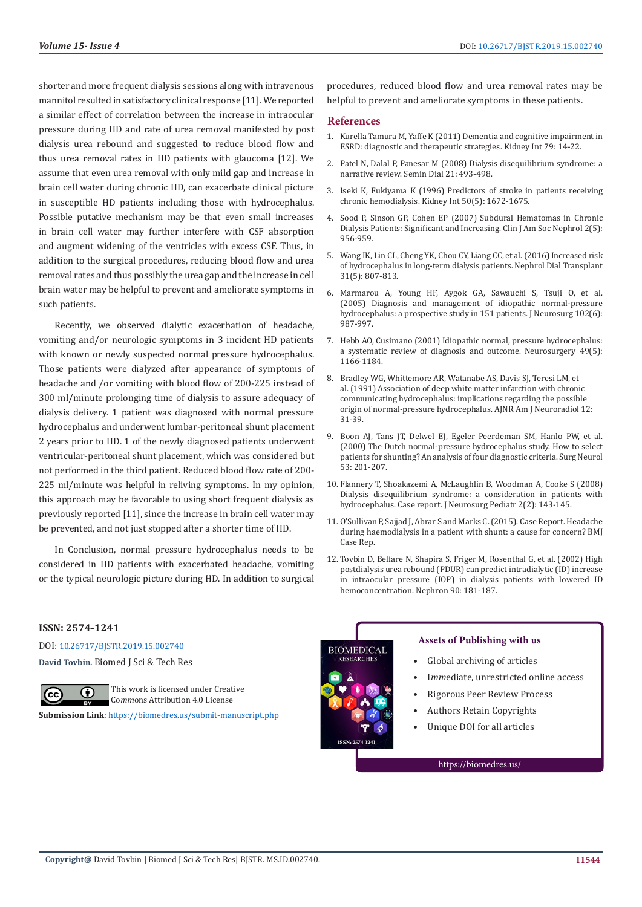shorter and more frequent dialysis sessions along with intravenous mannitol resulted in satisfactory clinical response [11]. We reported a similar effect of correlation between the increase in intraocular pressure during HD and rate of urea removal manifested by post dialysis urea rebound and suggested to reduce blood flow and thus urea removal rates in HD patients with glaucoma [12]. We assume that even urea removal with only mild gap and increase in brain cell water during chronic HD, can exacerbate clinical picture in susceptible HD patients including those with hydrocephalus. Possible putative mechanism may be that even small increases in brain cell water may further interfere with CSF absorption and augment widening of the ventricles with excess CSF. Thus, in addition to the surgical procedures, reducing blood flow and urea removal rates and thus possibly the urea gap and the increase in cell brain water may be helpful to prevent and ameliorate symptoms in such patients.

Recently, we observed dialytic exacerbation of headache, vomiting and/or neurologic symptoms in 3 incident HD patients with known or newly suspected normal pressure hydrocephalus. Those patients were dialyzed after appearance of symptoms of headache and /or vomiting with blood flow of 200-225 instead of 300 ml/minute prolonging time of dialysis to assure adequacy of dialysis delivery. 1 patient was diagnosed with normal pressure hydrocephalus and underwent lumbar-peritoneal shunt placement 2 years prior to HD. 1 of the newly diagnosed patients underwent ventricular-peritoneal shunt placement, which was considered but not performed in the third patient. Reduced blood flow rate of 200-225 ml/minute was helpful in reliving symptoms. In my opinion, this approach may be favorable to using short frequent dialysis as previously reported [11], since the increase in brain cell water may be prevented, and not just stopped after a shorter time of HD.

In Conclusion, normal pressure hydrocephalus needs to be considered in HD patients with exacerbated headache, vomiting or the typical neurologic picture during HD. In addition to surgical procedures, reduced blood flow and urea removal rates may be helpful to prevent and ameliorate symptoms in these patients.

## References

1. Kurella Tamura M, Yaffe K (2011) Dementia and cognitive impairment in ESRD: diagnostic and therapeutic strategies. Kidney Int 79: 14-22.
2. Patel N, Dalal P, Panesar M (2008) Dialysis disequilibrium syndrome: a narrative review. Semin Dial 21: 493-498.
3. Iseki K, Fukiyama K (1996) Predictors of stroke in patients receiving chronic hemodialysis. Kidney Int 50(5): 1672-1675.
4. Sood P, Sinson GP, Cohen EP (2007) Subdural Hematomas in Chronic Dialysis Patients: Significant and Increasing. Clin J Am Soc Nephrol 2(5): 956-959.
5. Wang IK, Lin CL, Cheng YK, Chou CY, Liang CC, et al. (2016) Increased risk of hydrocephalus in long-term dialysis patients. Nephrol Dial Transplant 31(5): 807-813.
6. Marmarou A, Young HF, Aygok GA, Sawauchi S, Tsuji O, et al. (2005) Diagnosis and management of idiopathic normal-pressure hydrocephalus: a prospective study in 151 patients. J Neurosurg 102(6): 987-997.
7. Hebb AO, Cusimano (2001) Idiopathic normal, pressure hydrocephalus: a systematic review of diagnosis and outcome. Neurosurgery 49(5): 1166-1184.
8. Bradley WG, Whittemore AR, Watanabe AS, Davis SJ, Teresi LM, et al. (1991) Association of deep white matter infarction with chronic communicating hydrocephalus: implications regarding the possible origin of normal-pressure hydrocephalus. AJNR Am J Neuroradiol 12: 31-39.
9. Boon AJ, Tans JT, Delwel EJ, Egeler Peerdeman SM, Hanlo PW, et al. (2000) The Dutch normal-pressure hydrocephalus study. How to select patients for shunting? An analysis of four diagnostic criteria. Surg Neurol 53: 201-207.
10. Flannery T, Shoakazemi A, McLaughlin B, Woodman A, Cooke S (2008) Dialysis disequilibrium syndrome: a consideration in patients with hydrocephalus. Case report. J Neurosurg Pediatr 2(2): 143-145.
11. O'Sullivan P, Sajjad J, Abrar S and Marks C. (2015). Case Report. Headache during haemodialysis in a patient with shunt: a cause for concern? BMJ Case Rep.
12. Tovbin D, Belfare N, Shapira S, Friger M, Rosenthal G, et al. (2002) High postdialysis urea rebound (PDUR) can predict intradialytic (ID) increase in intraocular pressure (IOP) in dialysis patients with lowered ID hemoconcentration. Nephron 90: 181-187.

**ISSN: 2574-1241**

DOI: 10.26717/BJSTR.2019.15.002740

**David Tovbin**. Biomed J Sci & Tech Res

This work is licensed under Creative Commons Attribution 4.0 License

**Submission Link**: https://biomedres.us/submit-manuscript.php

**Assets of Publishing with us**

- Global archiving of articles
- Immediate, unrestricted online access
- Rigorous Peer Review Process
- Authors Retain Copyrights
- Unique DOI for all articles

https://biomedres.us/